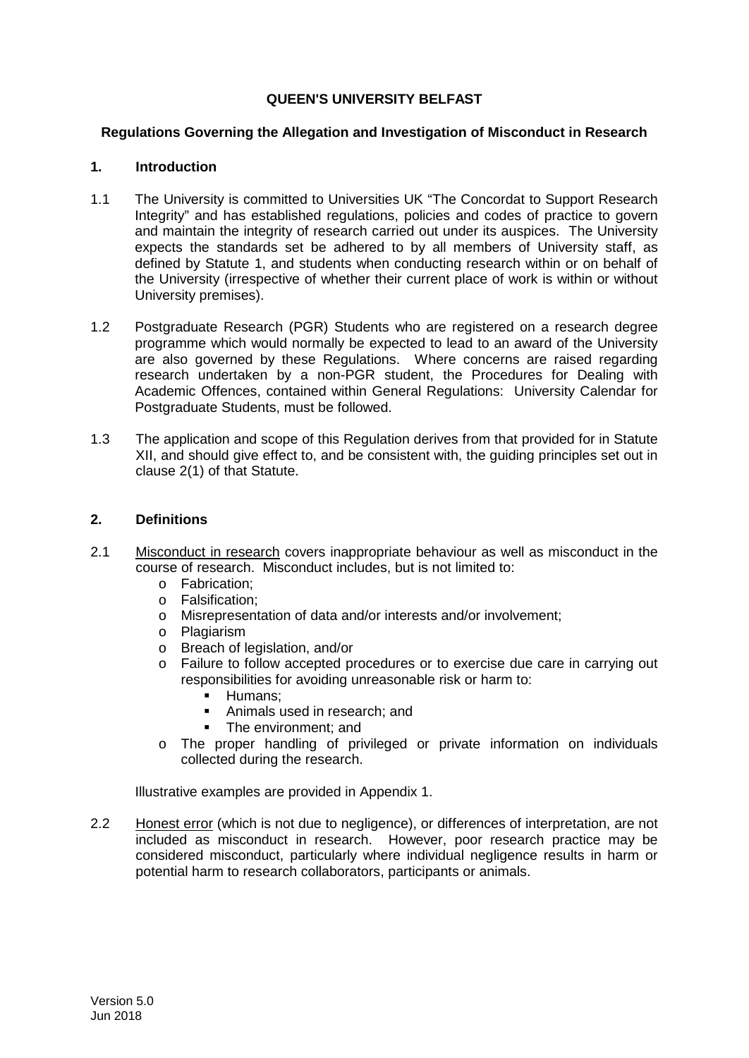**QUEEN'S UNIVERSITY BELFAST**

**Regulations Governing the Allegation and Investigation of Misconduct in Research**

## 1. Introduction

1.1 The University is committed to Universities UK "The Concordat to Support Research Integrity" and has established regulations, policies and codes of practice to govern and maintain the integrity of research carried out under its auspices. The University expects the standards set be adhered to by all members of University staff, as defined by Statute 1, and students when conducting research within or on behalf of the University (irrespective of whether their current place of work is within or without University premises).

1.2 Postgraduate Research (PGR) Students who are registered on a research degree programme which would normally be expected to lead to an award of the University are also governed by these Regulations. Where concerns are raised regarding research undertaken by a non-PGR student, the Procedures for Dealing with Academic Offences, contained within General Regulations: University Calendar for Postgraduate Students, must be followed.

1.3 The application and scope of this Regulation derives from that provided for in Statute XII, and should give effect to, and be consistent with, the guiding principles set out in clause 2(1) of that Statute.

## 2. Definitions

2.1 Misconduct in research covers inappropriate behaviour as well as misconduct in the course of research. Misconduct includes, but is not limited to:

- Fabrication;
- Falsification;
- Misrepresentation of data and/or interests and/or involvement;
- Plagiarism
- Breach of legislation, and/or
- Failure to follow accepted procedures or to exercise due care in carrying out responsibilities for avoiding unreasonable risk or harm to:
    - Humans;
    - Animals used in research; and
    - The environment; and
- The proper handling of privileged or private information on individuals collected during the research.

Illustrative examples are provided in Appendix 1.

2.2 Honest error (which is not due to negligence), or differences of interpretation, are not included as misconduct in research. However, poor research practice may be considered misconduct, particularly where individual negligence results in harm or potential harm to research collaborators, participants or animals.

Version 5.0
Jun 2018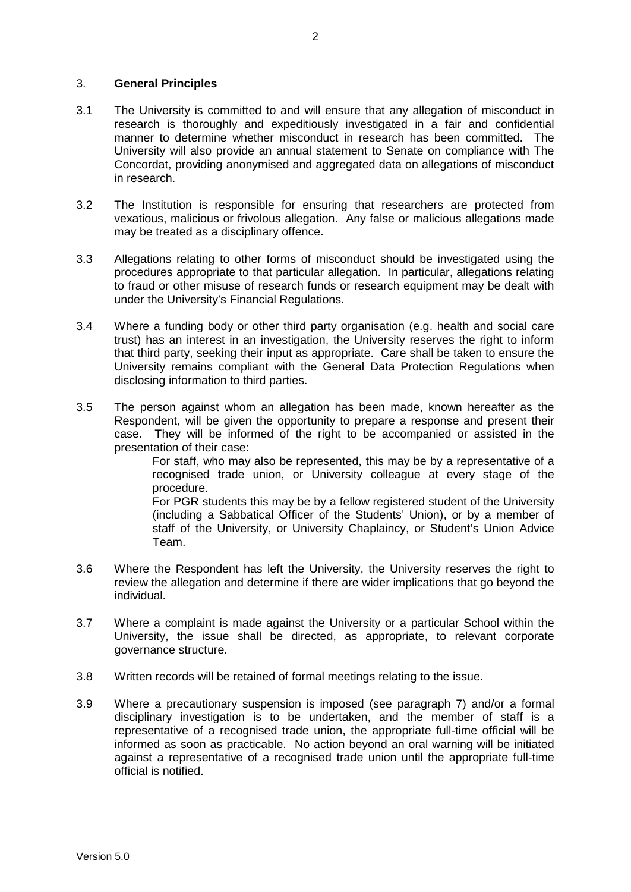## 3. **General Principles**

3.1 The University is committed to and will ensure that any allegation of misconduct in research is thoroughly and expeditiously investigated in a fair and confidential manner to determine whether misconduct in research has been committed. The University will also provide an annual statement to Senate on compliance with The Concordat, providing anonymised and aggregated data on allegations of misconduct in research.

3.2 The Institution is responsible for ensuring that researchers are protected from vexatious, malicious or frivolous allegation. Any false or malicious allegations made may be treated as a disciplinary offence.

3.3 Allegations relating to other forms of misconduct should be investigated using the procedures appropriate to that particular allegation. In particular, allegations relating to fraud or other misuse of research funds or research equipment may be dealt with under the University's Financial Regulations.

3.4 Where a funding body or other third party organisation (e.g. health and social care trust) has an interest in an investigation, the University reserves the right to inform that third party, seeking their input as appropriate. Care shall be taken to ensure the University remains compliant with the General Data Protection Regulations when disclosing information to third parties.

3.5 The person against whom an allegation has been made, known hereafter as the Respondent, will be given the opportunity to prepare a response and present their case. They will be informed of the right to be accompanied or assisted in the presentation of their case:

For staff, who may also be represented, this may be by a representative of a recognised trade union, or University colleague at every stage of the procedure.

For PGR students this may be by a fellow registered student of the University (including a Sabbatical Officer of the Students' Union), or by a member of staff of the University, or University Chaplaincy, or Student's Union Advice Team.

3.6 Where the Respondent has left the University, the University reserves the right to review the allegation and determine if there are wider implications that go beyond the individual.

3.7 Where a complaint is made against the University or a particular School within the University, the issue shall be directed, as appropriate, to relevant corporate governance structure.

3.8 Written records will be retained of formal meetings relating to the issue.

3.9 Where a precautionary suspension is imposed (see paragraph 7) and/or a formal disciplinary investigation is to be undertaken, and the member of staff is a representative of a recognised trade union, the appropriate full-time official will be informed as soon as practicable. No action beyond an oral warning will be initiated against a representative of a recognised trade union until the appropriate full-time official is notified.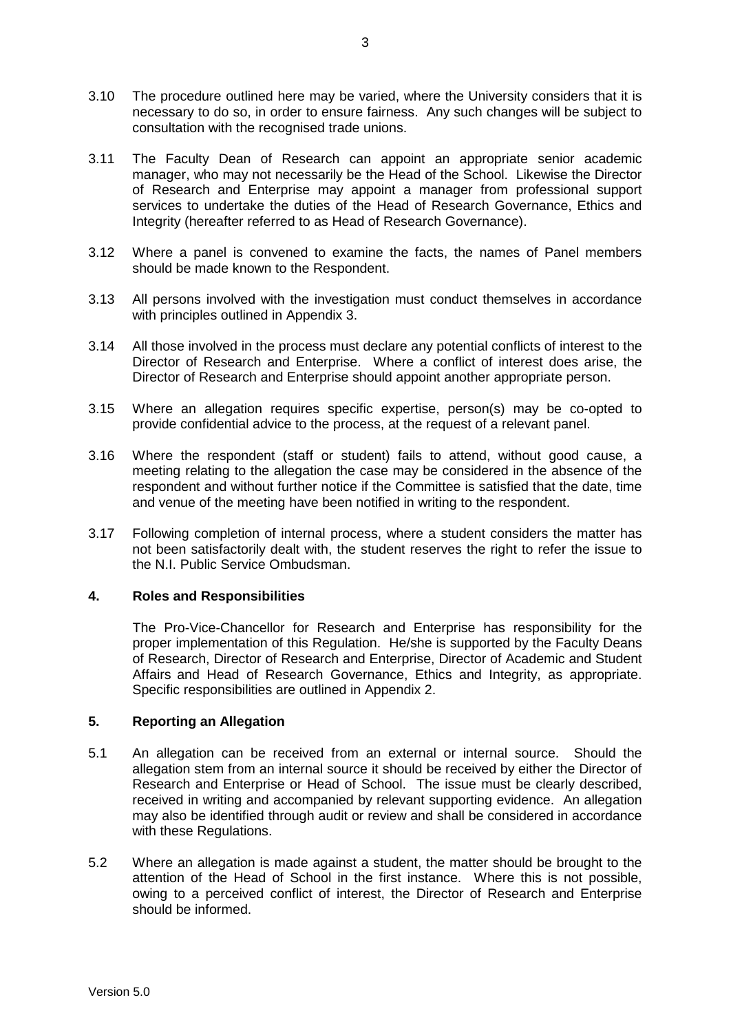3.10 The procedure outlined here may be varied, where the University considers that it is necessary to do so, in order to ensure fairness. Any such changes will be subject to consultation with the recognised trade unions.

3.11 The Faculty Dean of Research can appoint an appropriate senior academic manager, who may not necessarily be the Head of the School. Likewise the Director of Research and Enterprise may appoint a manager from professional support services to undertake the duties of the Head of Research Governance, Ethics and Integrity (hereafter referred to as Head of Research Governance).

3.12 Where a panel is convened to examine the facts, the names of Panel members should be made known to the Respondent.

3.13 All persons involved with the investigation must conduct themselves in accordance with principles outlined in Appendix 3.

3.14 All those involved in the process must declare any potential conflicts of interest to the Director of Research and Enterprise. Where a conflict of interest does arise, the Director of Research and Enterprise should appoint another appropriate person.

3.15 Where an allegation requires specific expertise, person(s) may be co-opted to provide confidential advice to the process, at the request of a relevant panel.

3.16 Where the respondent (staff or student) fails to attend, without good cause, a meeting relating to the allegation the case may be considered in the absence of the respondent and without further notice if the Committee is satisfied that the date, time and venue of the meeting have been notified in writing to the respondent.

3.17 Following completion of internal process, where a student considers the matter has not been satisfactorily dealt with, the student reserves the right to refer the issue to the N.I. Public Service Ombudsman.

## 4. Roles and Responsibilities

The Pro-Vice-Chancellor for Research and Enterprise has responsibility for the proper implementation of this Regulation. He/she is supported by the Faculty Deans of Research, Director of Research and Enterprise, Director of Academic and Student Affairs and Head of Research Governance, Ethics and Integrity, as appropriate. Specific responsibilities are outlined in Appendix 2.

## 5. Reporting an Allegation

5.1 An allegation can be received from an external or internal source. Should the allegation stem from an internal source it should be received by either the Director of Research and Enterprise or Head of School. The issue must be clearly described, received in writing and accompanied by relevant supporting evidence. An allegation may also be identified through audit or review and shall be considered in accordance with these Regulations.

5.2 Where an allegation is made against a student, the matter should be brought to the attention of the Head of School in the first instance. Where this is not possible, owing to a perceived conflict of interest, the Director of Research and Enterprise should be informed.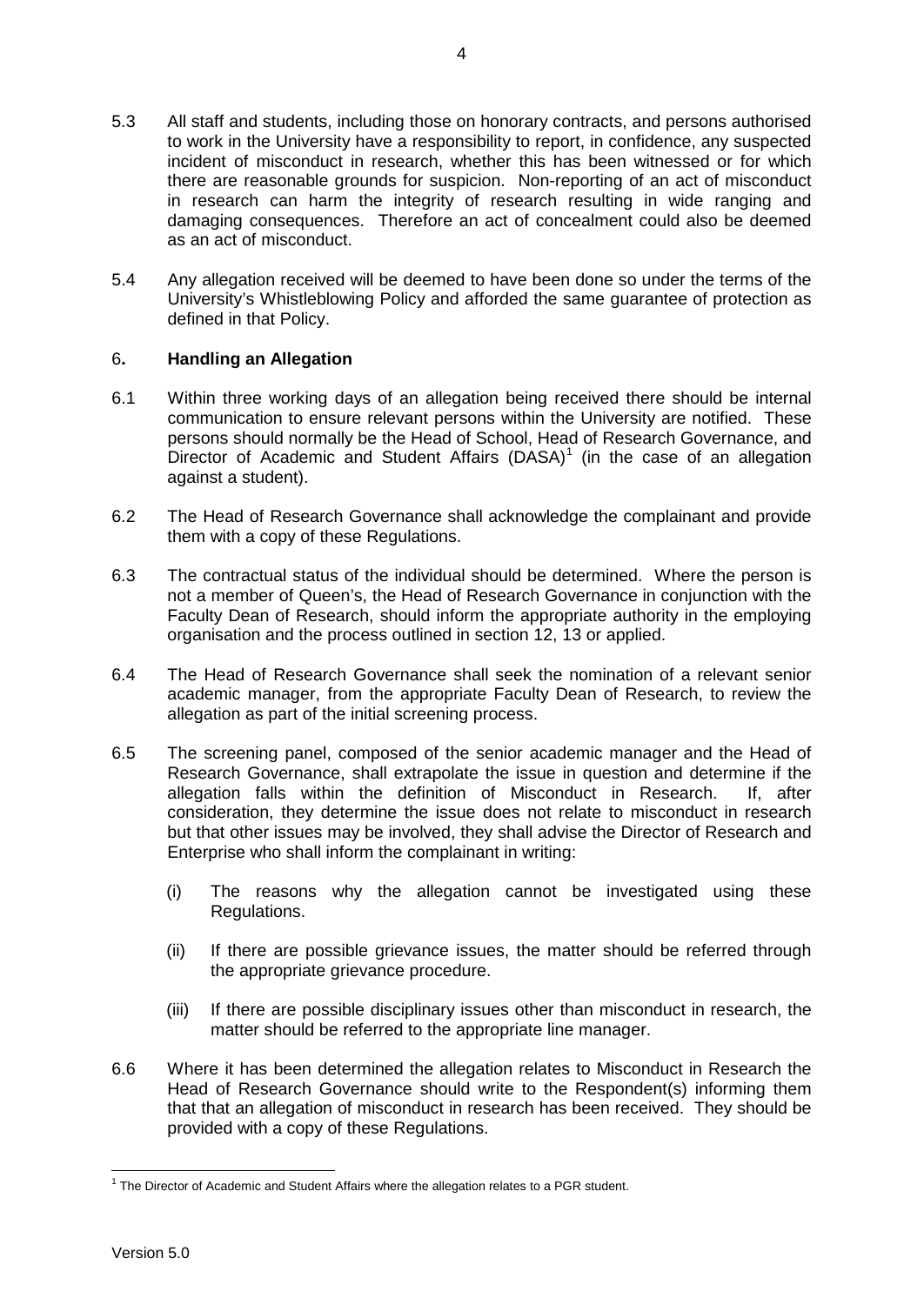5.3 All staff and students, including those on honorary contracts, and persons authorised to work in the University have a responsibility to report, in confidence, any suspected incident of misconduct in research, whether this has been witnessed or for which there are reasonable grounds for suspicion. Non-reporting of an act of misconduct in research can harm the integrity of research resulting in wide ranging and damaging consequences. Therefore an act of concealment could also be deemed as an act of misconduct.

5.4 Any allegation received will be deemed to have been done so under the terms of the University's Whistleblowing Policy and afforded the same guarantee of protection as defined in that Policy.

## 6. Handling an Allegation

6.1 Within three working days of an allegation being received there should be internal communication to ensure relevant persons within the University are notified. These persons should normally be the Head of School, Head of Research Governance, and Director of Academic and Student Affairs (DASA)[1] (in the case of an allegation against a student).

6.2 The Head of Research Governance shall acknowledge the complainant and provide them with a copy of these Regulations.

6.3 The contractual status of the individual should be determined. Where the person is not a member of Queen's, the Head of Research Governance in conjunction with the Faculty Dean of Research, should inform the appropriate authority in the employing organisation and the process outlined in section 12, 13 or applied.

6.4 The Head of Research Governance shall seek the nomination of a relevant senior academic manager, from the appropriate Faculty Dean of Research, to review the allegation as part of the initial screening process.

6.5 The screening panel, composed of the senior academic manager and the Head of Research Governance, shall extrapolate the issue in question and determine if the allegation falls within the definition of Misconduct in Research. If, after consideration, they determine the issue does not relate to misconduct in research but that other issues may be involved, they shall advise the Director of Research and Enterprise who shall inform the complainant in writing:

   (i) The reasons why the allegation cannot be investigated using these Regulations.

   (ii) If there are possible grievance issues, the matter should be referred through the appropriate grievance procedure.

   (iii) If there are possible disciplinary issues other than misconduct in research, the matter should be referred to the appropriate line manager.

6.6 Where it has been determined the allegation relates to Misconduct in Research the Head of Research Governance should write to the Respondent(s) informing them that that an allegation of misconduct in research has been received. They should be provided with a copy of these Regulations.

[1] The Director of Academic and Student Affairs where the allegation relates to a PGR student.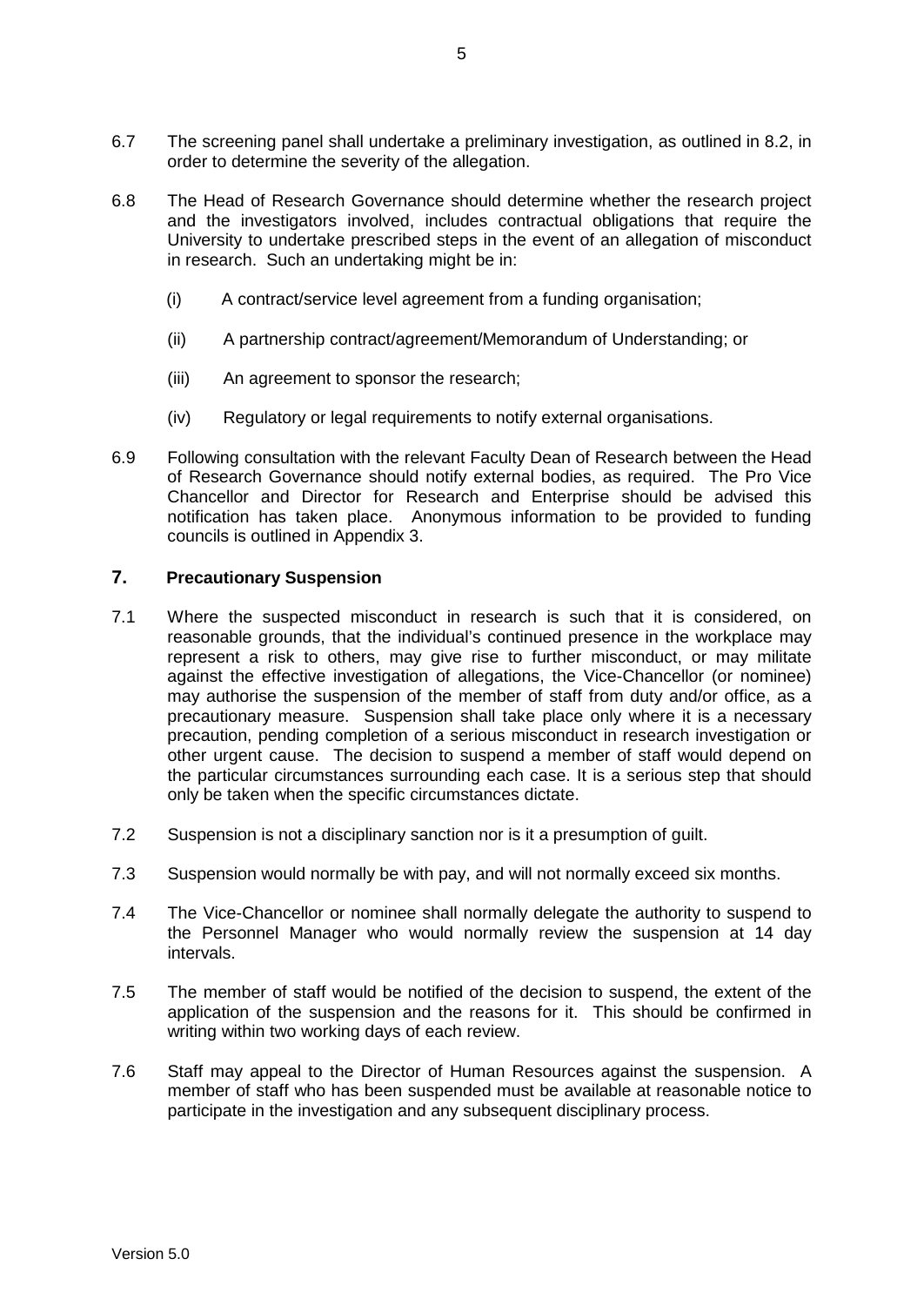6.7 The screening panel shall undertake a preliminary investigation, as outlined in 8.2, in order to determine the severity of the allegation.

6.8 The Head of Research Governance should determine whether the research project and the investigators involved, includes contractual obligations that require the University to undertake prescribed steps in the event of an allegation of misconduct in research. Such an undertaking might be in:

(i) A contract/service level agreement from a funding organisation;

(ii) A partnership contract/agreement/Memorandum of Understanding; or

(iii) An agreement to sponsor the research;

(iv) Regulatory or legal requirements to notify external organisations.

6.9 Following consultation with the relevant Faculty Dean of Research between the Head of Research Governance should notify external bodies, as required. The Pro Vice Chancellor and Director for Research and Enterprise should be advised this notification has taken place. Anonymous information to be provided to funding councils is outlined in Appendix 3.

## 7. Precautionary Suspension

7.1 Where the suspected misconduct in research is such that it is considered, on reasonable grounds, that the individual's continued presence in the workplace may represent a risk to others, may give rise to further misconduct, or may militate against the effective investigation of allegations, the Vice-Chancellor (or nominee) may authorise the suspension of the member of staff from duty and/or office, as a precautionary measure. Suspension shall take place only where it is a necessary precaution, pending completion of a serious misconduct in research investigation or other urgent cause. The decision to suspend a member of staff would depend on the particular circumstances surrounding each case. It is a serious step that should only be taken when the specific circumstances dictate.

7.2 Suspension is not a disciplinary sanction nor is it a presumption of guilt.

7.3 Suspension would normally be with pay, and will not normally exceed six months.

7.4 The Vice-Chancellor or nominee shall normally delegate the authority to suspend to the Personnel Manager who would normally review the suspension at 14 day intervals.

7.5 The member of staff would be notified of the decision to suspend, the extent of the application of the suspension and the reasons for it. This should be confirmed in writing within two working days of each review.

7.6 Staff may appeal to the Director of Human Resources against the suspension. A member of staff who has been suspended must be available at reasonable notice to participate in the investigation and any subsequent disciplinary process.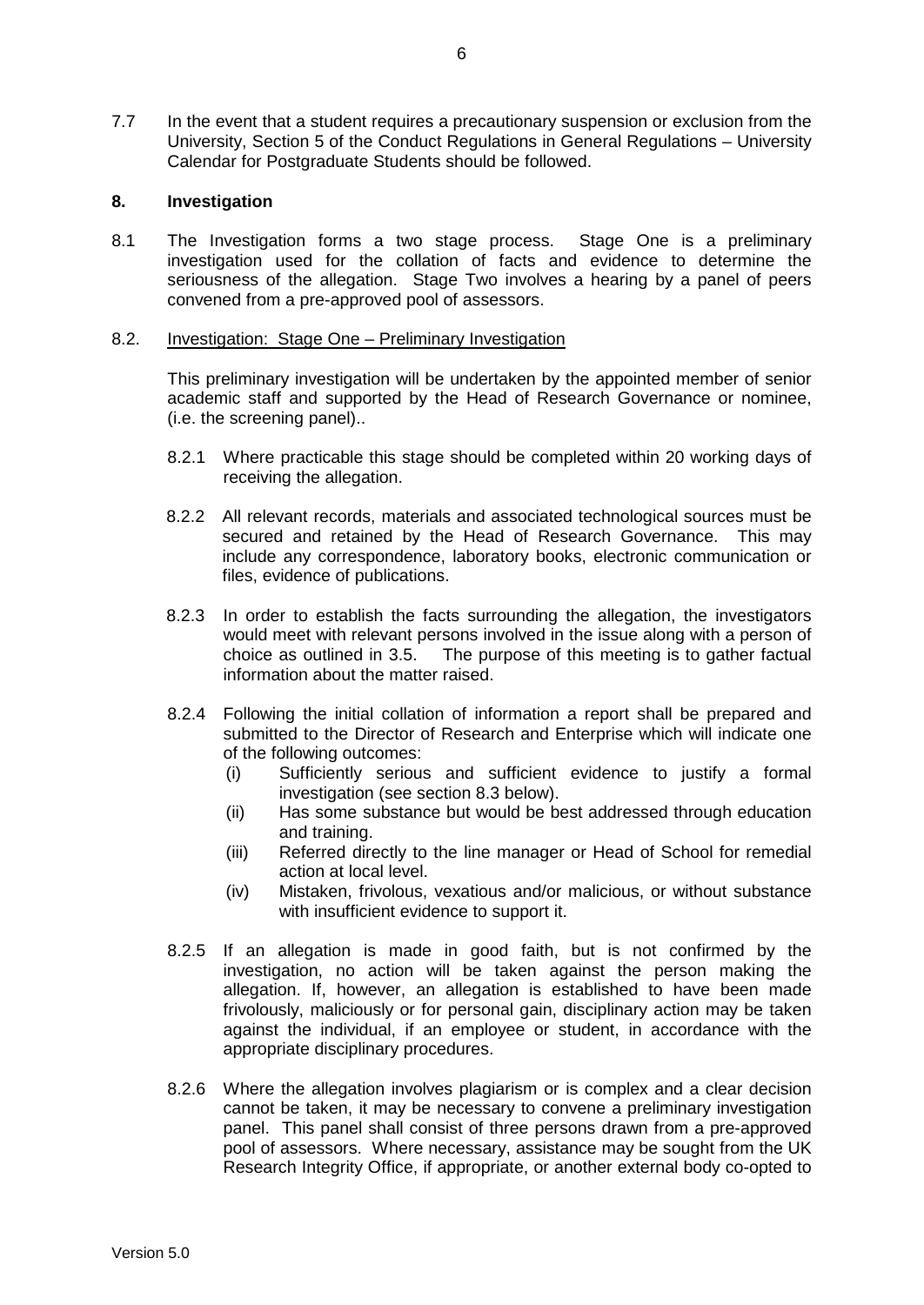7.7 In the event that a student requires a precautionary suspension or exclusion from the University, Section 5 of the Conduct Regulations in General Regulations – University Calendar for Postgraduate Students should be followed.

## 8. Investigation

8.1 The Investigation forms a two stage process. Stage One is a preliminary investigation used for the collation of facts and evidence to determine the seriousness of the allegation. Stage Two involves a hearing by a panel of peers convened from a pre-approved pool of assessors.

8.2. Investigation: Stage One – Preliminary Investigation

This preliminary investigation will be undertaken by the appointed member of senior academic staff and supported by the Head of Research Governance or nominee, (i.e. the screening panel)..

8.2.1 Where practicable this stage should be completed within 20 working days of receiving the allegation.

8.2.2 All relevant records, materials and associated technological sources must be secured and retained by the Head of Research Governance. This may include any correspondence, laboratory books, electronic communication or files, evidence of publications.

8.2.3 In order to establish the facts surrounding the allegation, the investigators would meet with relevant persons involved in the issue along with a person of choice as outlined in 3.5. The purpose of this meeting is to gather factual information about the matter raised.

8.2.4 Following the initial collation of information a report shall be prepared and submitted to the Director of Research and Enterprise which will indicate one of the following outcomes:

- (i) Sufficiently serious and sufficient evidence to justify a formal investigation (see section 8.3 below).
- (ii) Has some substance but would be best addressed through education and training.
- (iii) Referred directly to the line manager or Head of School for remedial action at local level.
- (iv) Mistaken, frivolous, vexatious and/or malicious, or without substance with insufficient evidence to support it.

8.2.5 If an allegation is made in good faith, but is not confirmed by the investigation, no action will be taken against the person making the allegation. If, however, an allegation is established to have been made frivolously, maliciously or for personal gain, disciplinary action may be taken against the individual, if an employee or student, in accordance with the appropriate disciplinary procedures.

8.2.6 Where the allegation involves plagiarism or is complex and a clear decision cannot be taken, it may be necessary to convene a preliminary investigation panel. This panel shall consist of three persons drawn from a pre-approved pool of assessors. Where necessary, assistance may be sought from the UK Research Integrity Office, if appropriate, or another external body co-opted to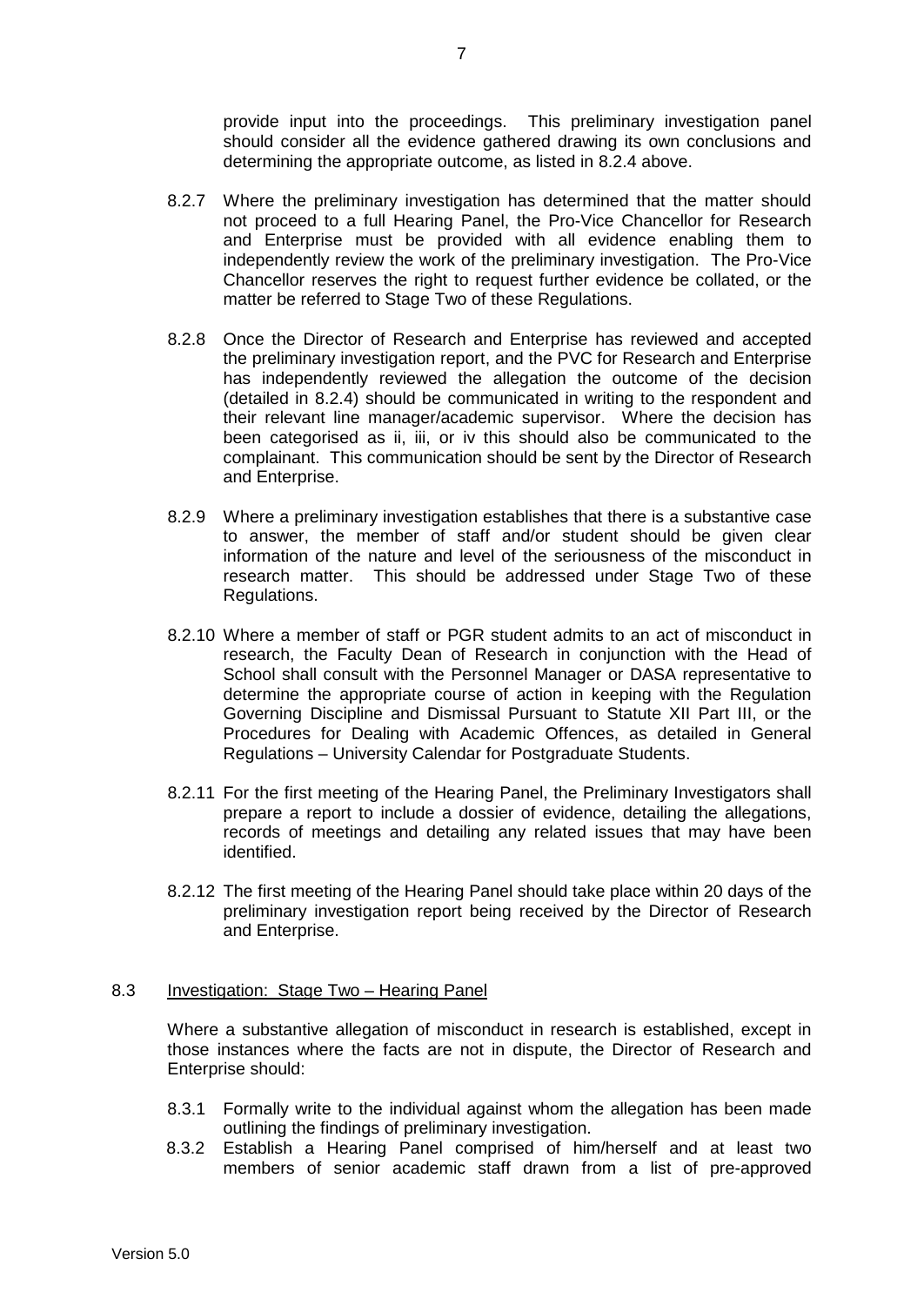provide input into the proceedings. This preliminary investigation panel should consider all the evidence gathered drawing its own conclusions and determining the appropriate outcome, as listed in 8.2.4 above.

8.2.7 Where the preliminary investigation has determined that the matter should not proceed to a full Hearing Panel, the Pro-Vice Chancellor for Research and Enterprise must be provided with all evidence enabling them to independently review the work of the preliminary investigation. The Pro-Vice Chancellor reserves the right to request further evidence be collated, or the matter be referred to Stage Two of these Regulations.

8.2.8 Once the Director of Research and Enterprise has reviewed and accepted the preliminary investigation report, and the PVC for Research and Enterprise has independently reviewed the allegation the outcome of the decision (detailed in 8.2.4) should be communicated in writing to the respondent and their relevant line manager/academic supervisor. Where the decision has been categorised as ii, iii, or iv this should also be communicated to the complainant. This communication should be sent by the Director of Research and Enterprise.

8.2.9 Where a preliminary investigation establishes that there is a substantive case to answer, the member of staff and/or student should be given clear information of the nature and level of the seriousness of the misconduct in research matter. This should be addressed under Stage Two of these Regulations.

8.2.10 Where a member of staff or PGR student admits to an act of misconduct in research, the Faculty Dean of Research in conjunction with the Head of School shall consult with the Personnel Manager or DASA representative to determine the appropriate course of action in keeping with the Regulation Governing Discipline and Dismissal Pursuant to Statute XII Part III, or the Procedures for Dealing with Academic Offences, as detailed in General Regulations – University Calendar for Postgraduate Students.

8.2.11 For the first meeting of the Hearing Panel, the Preliminary Investigators shall prepare a report to include a dossier of evidence, detailing the allegations, records of meetings and detailing any related issues that may have been identified.

8.2.12 The first meeting of the Hearing Panel should take place within 20 days of the preliminary investigation report being received by the Director of Research and Enterprise.

8.3 Investigation: Stage Two – Hearing Panel

Where a substantive allegation of misconduct in research is established, except in those instances where the facts are not in dispute, the Director of Research and Enterprise should:

8.3.1 Formally write to the individual against whom the allegation has been made outlining the findings of preliminary investigation.

8.3.2 Establish a Hearing Panel comprised of him/herself and at least two members of senior academic staff drawn from a list of pre-approved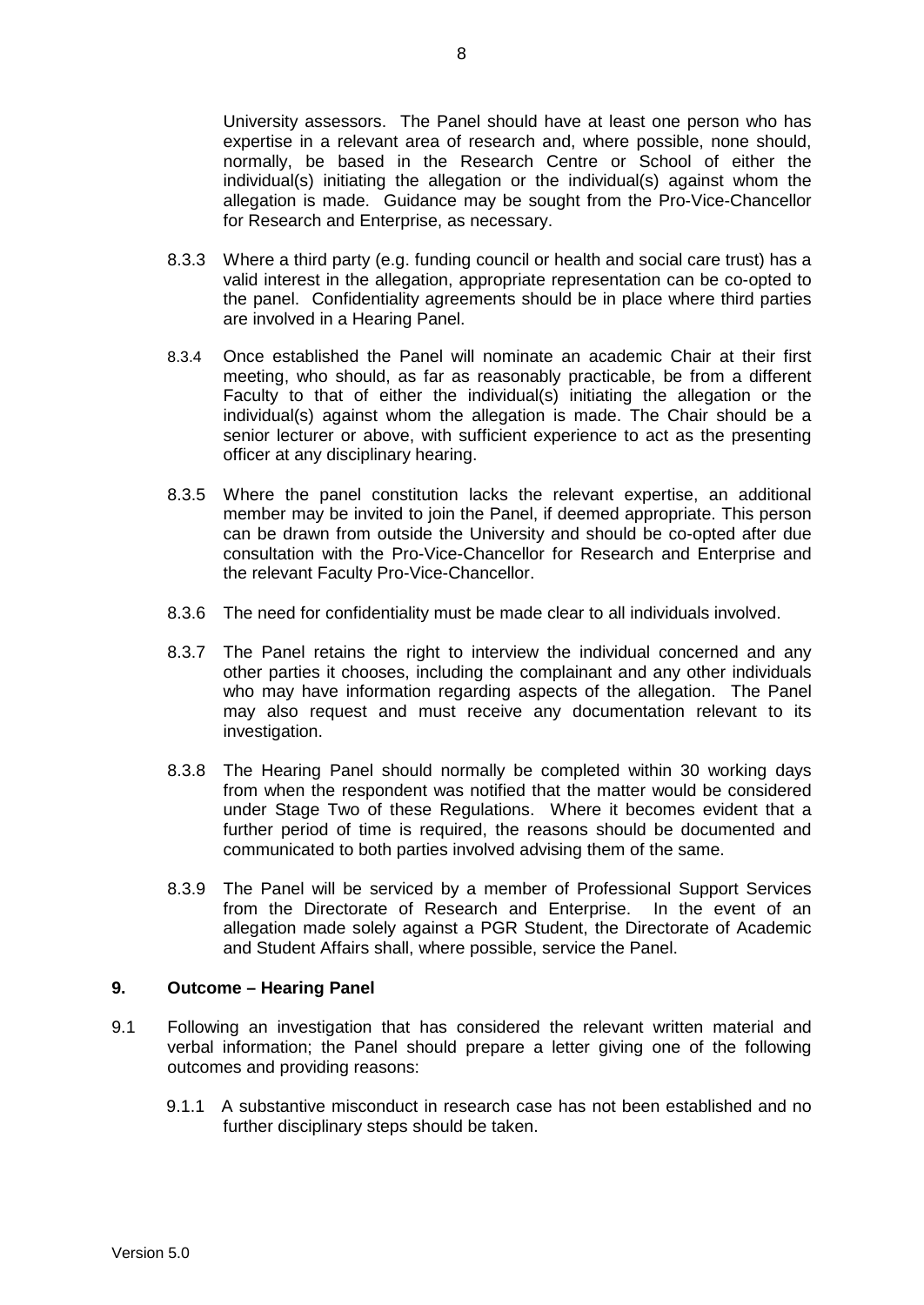University assessors. The Panel should have at least one person who has expertise in a relevant area of research and, where possible, none should, normally, be based in the Research Centre or School of either the individual(s) initiating the allegation or the individual(s) against whom the allegation is made. Guidance may be sought from the Pro-Vice-Chancellor for Research and Enterprise, as necessary.

8.3.3 Where a third party (e.g. funding council or health and social care trust) has a valid interest in the allegation, appropriate representation can be co-opted to the panel. Confidentiality agreements should be in place where third parties are involved in a Hearing Panel.

8.3.4 Once established the Panel will nominate an academic Chair at their first meeting, who should, as far as reasonably practicable, be from a different Faculty to that of either the individual(s) initiating the allegation or the individual(s) against whom the allegation is made. The Chair should be a senior lecturer or above, with sufficient experience to act as the presenting officer at any disciplinary hearing.

8.3.5 Where the panel constitution lacks the relevant expertise, an additional member may be invited to join the Panel, if deemed appropriate. This person can be drawn from outside the University and should be co-opted after due consultation with the Pro-Vice-Chancellor for Research and Enterprise and the relevant Faculty Pro-Vice-Chancellor.

8.3.6 The need for confidentiality must be made clear to all individuals involved.

8.3.7 The Panel retains the right to interview the individual concerned and any other parties it chooses, including the complainant and any other individuals who may have information regarding aspects of the allegation. The Panel may also request and must receive any documentation relevant to its investigation.

8.3.8 The Hearing Panel should normally be completed within 30 working days from when the respondent was notified that the matter would be considered under Stage Two of these Regulations. Where it becomes evident that a further period of time is required, the reasons should be documented and communicated to both parties involved advising them of the same.

8.3.9 The Panel will be serviced by a member of Professional Support Services from the Directorate of Research and Enterprise. In the event of an allegation made solely against a PGR Student, the Directorate of Academic and Student Affairs shall, where possible, service the Panel.

## 9. Outcome – Hearing Panel

9.1 Following an investigation that has considered the relevant written material and verbal information; the Panel should prepare a letter giving one of the following outcomes and providing reasons:

9.1.1 A substantive misconduct in research case has not been established and no further disciplinary steps should be taken.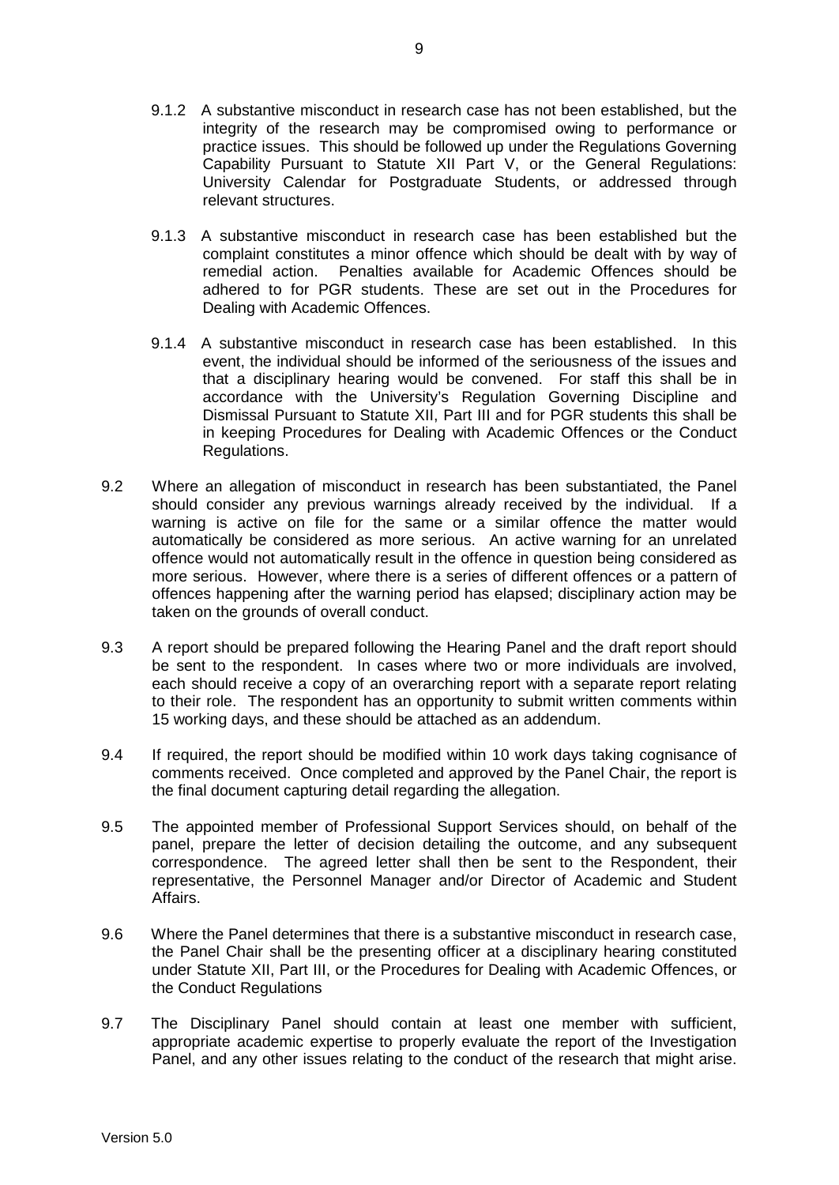9.1.2 A substantive misconduct in research case has not been established, but the integrity of the research may be compromised owing to performance or practice issues. This should be followed up under the Regulations Governing Capability Pursuant to Statute XII Part V, or the General Regulations: University Calendar for Postgraduate Students, or addressed through relevant structures.

9.1.3 A substantive misconduct in research case has been established but the complaint constitutes a minor offence which should be dealt with by way of remedial action. Penalties available for Academic Offences should be adhered to for PGR students. These are set out in the Procedures for Dealing with Academic Offences.

9.1.4 A substantive misconduct in research case has been established. In this event, the individual should be informed of the seriousness of the issues and that a disciplinary hearing would be convened. For staff this shall be in accordance with the University's Regulation Governing Discipline and Dismissal Pursuant to Statute XII, Part III and for PGR students this shall be in keeping Procedures for Dealing with Academic Offences or the Conduct Regulations.

9.2 Where an allegation of misconduct in research has been substantiated, the Panel should consider any previous warnings already received by the individual. If a warning is active on file for the same or a similar offence the matter would automatically be considered as more serious. An active warning for an unrelated offence would not automatically result in the offence in question being considered as more serious. However, where there is a series of different offences or a pattern of offences happening after the warning period has elapsed; disciplinary action may be taken on the grounds of overall conduct.

9.3 A report should be prepared following the Hearing Panel and the draft report should be sent to the respondent. In cases where two or more individuals are involved, each should receive a copy of an overarching report with a separate report relating to their role. The respondent has an opportunity to submit written comments within 15 working days, and these should be attached as an addendum.

9.4 If required, the report should be modified within 10 work days taking cognisance of comments received. Once completed and approved by the Panel Chair, the report is the final document capturing detail regarding the allegation.

9.5 The appointed member of Professional Support Services should, on behalf of the panel, prepare the letter of decision detailing the outcome, and any subsequent correspondence. The agreed letter shall then be sent to the Respondent, their representative, the Personnel Manager and/or Director of Academic and Student Affairs.

9.6 Where the Panel determines that there is a substantive misconduct in research case, the Panel Chair shall be the presenting officer at a disciplinary hearing constituted under Statute XII, Part III, or the Procedures for Dealing with Academic Offences, or the Conduct Regulations

9.7 The Disciplinary Panel should contain at least one member with sufficient, appropriate academic expertise to properly evaluate the report of the Investigation Panel, and any other issues relating to the conduct of the research that might arise.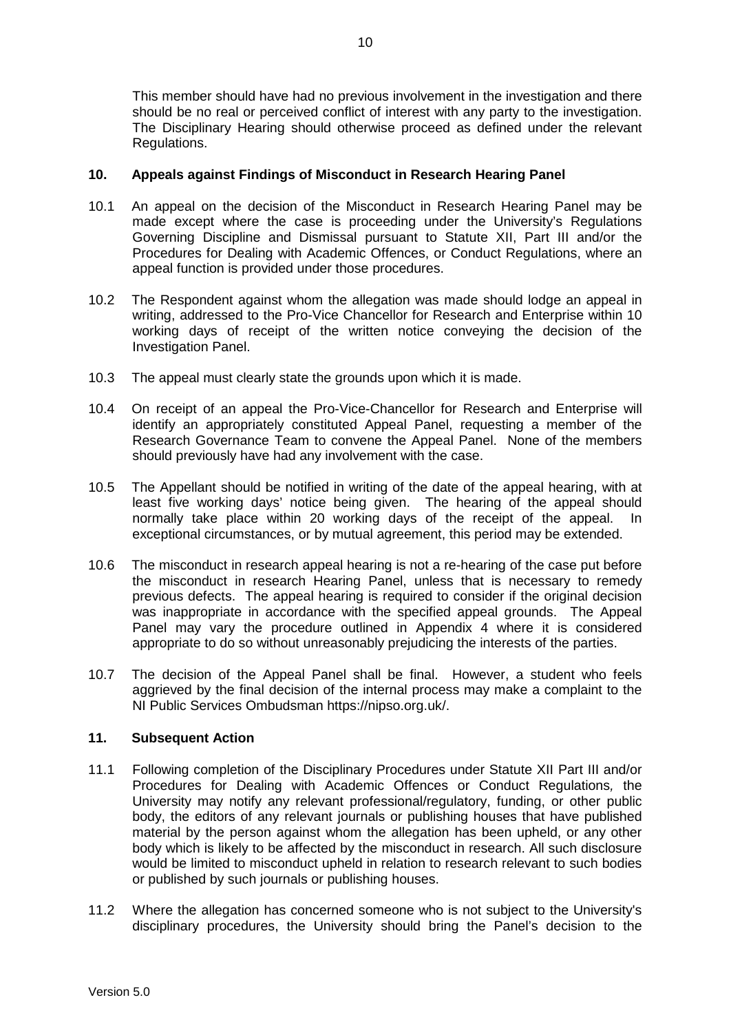This member should have had no previous involvement in the investigation and there should be no real or perceived conflict of interest with any party to the investigation. The Disciplinary Hearing should otherwise proceed as defined under the relevant Regulations.

## 10. Appeals against Findings of Misconduct in Research Hearing Panel

10.1 An appeal on the decision of the Misconduct in Research Hearing Panel may be made except where the case is proceeding under the University's Regulations Governing Discipline and Dismissal pursuant to Statute XII, Part III and/or the Procedures for Dealing with Academic Offences, or Conduct Regulations, where an appeal function is provided under those procedures.

10.2 The Respondent against whom the allegation was made should lodge an appeal in writing, addressed to the Pro-Vice Chancellor for Research and Enterprise within 10 working days of receipt of the written notice conveying the decision of the Investigation Panel.

10.3 The appeal must clearly state the grounds upon which it is made.

10.4 On receipt of an appeal the Pro-Vice-Chancellor for Research and Enterprise will identify an appropriately constituted Appeal Panel, requesting a member of the Research Governance Team to convene the Appeal Panel. None of the members should previously have had any involvement with the case.

10.5 The Appellant should be notified in writing of the date of the appeal hearing, with at least five working days' notice being given. The hearing of the appeal should normally take place within 20 working days of the receipt of the appeal. In exceptional circumstances, or by mutual agreement, this period may be extended.

10.6 The misconduct in research appeal hearing is not a re-hearing of the case put before the misconduct in research Hearing Panel, unless that is necessary to remedy previous defects. The appeal hearing is required to consider if the original decision was inappropriate in accordance with the specified appeal grounds. The Appeal Panel may vary the procedure outlined in Appendix 4 where it is considered appropriate to do so without unreasonably prejudicing the interests of the parties.

10.7 The decision of the Appeal Panel shall be final. However, a student who feels aggrieved by the final decision of the internal process may make a complaint to the NI Public Services Ombudsman https://nipso.org.uk/.

## 11. Subsequent Action

11.1 Following completion of the Disciplinary Procedures under Statute XII Part III and/or Procedures for Dealing with Academic Offences or Conduct Regulations*,* the University may notify any relevant professional/regulatory, funding, or other public body, the editors of any relevant journals or publishing houses that have published material by the person against whom the allegation has been upheld, or any other body which is likely to be affected by the misconduct in research. All such disclosure would be limited to misconduct upheld in relation to research relevant to such bodies or published by such journals or publishing houses.

11.2 Where the allegation has concerned someone who is not subject to the University's disciplinary procedures, the University should bring the Panel's decision to the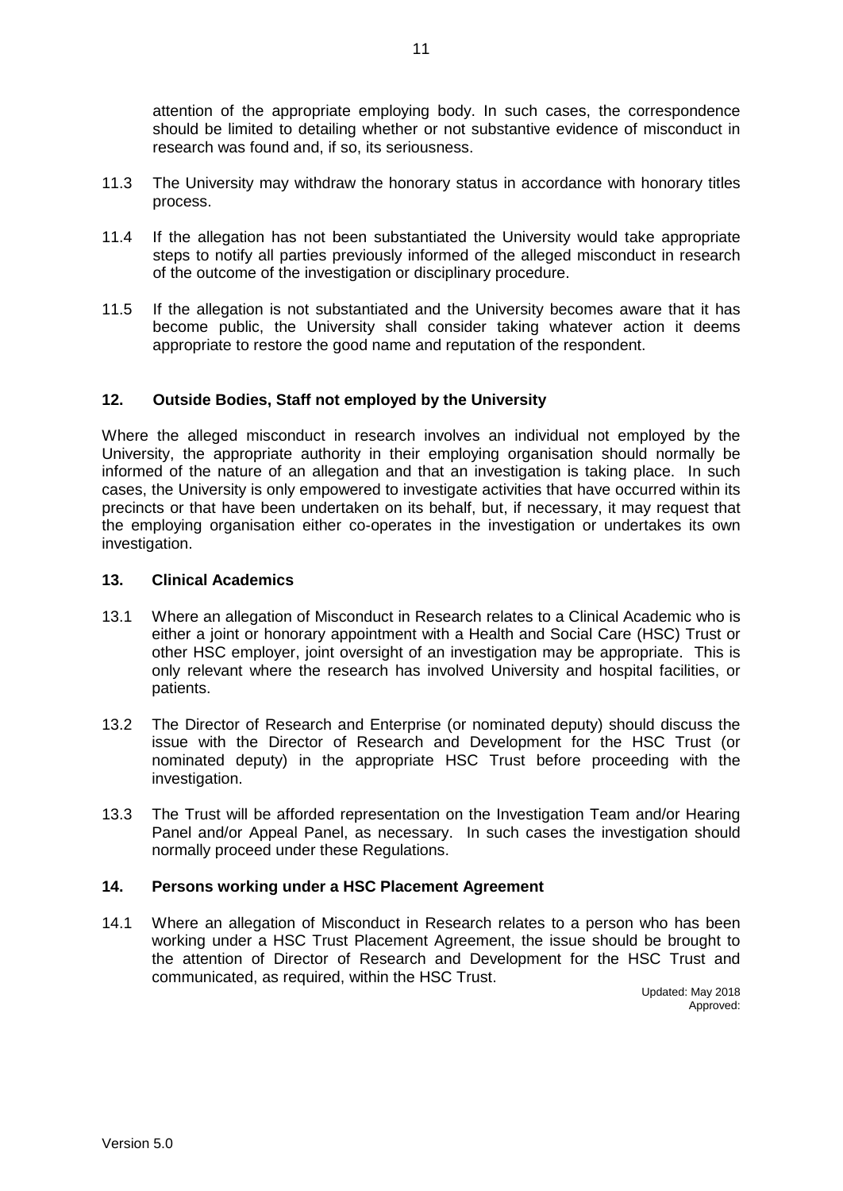attention of the appropriate employing body. In such cases, the correspondence should be limited to detailing whether or not substantive evidence of misconduct in research was found and, if so, its seriousness.

11.3 The University may withdraw the honorary status in accordance with honorary titles process.

11.4 If the allegation has not been substantiated the University would take appropriate steps to notify all parties previously informed of the alleged misconduct in research of the outcome of the investigation or disciplinary procedure.

11.5 If the allegation is not substantiated and the University becomes aware that it has become public, the University shall consider taking whatever action it deems appropriate to restore the good name and reputation of the respondent.

## 12. Outside Bodies, Staff not employed by the University

Where the alleged misconduct in research involves an individual not employed by the University, the appropriate authority in their employing organisation should normally be informed of the nature of an allegation and that an investigation is taking place. In such cases, the University is only empowered to investigate activities that have occurred within its precincts or that have been undertaken on its behalf, but, if necessary, it may request that the employing organisation either co-operates in the investigation or undertakes its own investigation.

## 13. Clinical Academics

13.1 Where an allegation of Misconduct in Research relates to a Clinical Academic who is either a joint or honorary appointment with a Health and Social Care (HSC) Trust or other HSC employer, joint oversight of an investigation may be appropriate. This is only relevant where the research has involved University and hospital facilities, or patients.

13.2 The Director of Research and Enterprise (or nominated deputy) should discuss the issue with the Director of Research and Development for the HSC Trust (or nominated deputy) in the appropriate HSC Trust before proceeding with the investigation.

13.3 The Trust will be afforded representation on the Investigation Team and/or Hearing Panel and/or Appeal Panel, as necessary. In such cases the investigation should normally proceed under these Regulations.

## 14. Persons working under a HSC Placement Agreement

14.1 Where an allegation of Misconduct in Research relates to a person who has been working under a HSC Trust Placement Agreement, the issue should be brought to the attention of Director of Research and Development for the HSC Trust and communicated, as required, within the HSC Trust.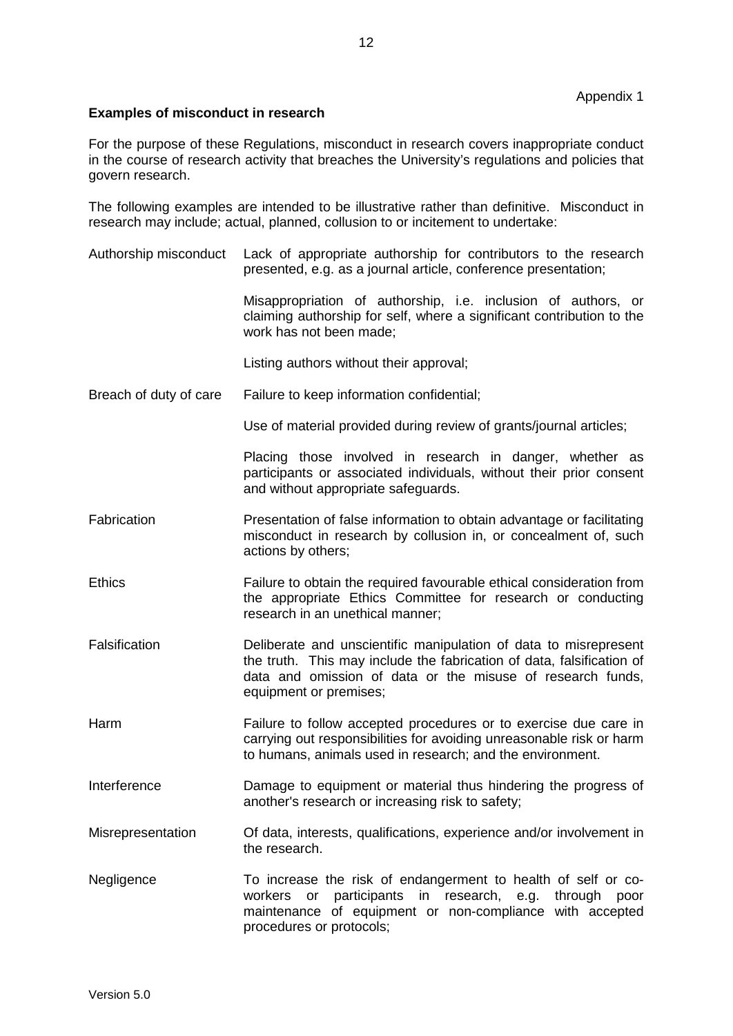Appendix 1

**Examples of misconduct in research**

For the purpose of these Regulations, misconduct in research covers inappropriate conduct in the course of research activity that breaches the University's regulations and policies that govern research.

The following examples are intended to be illustrative rather than definitive. Misconduct in research may include; actual, planned, collusion to or incitement to undertake:

| | |
|---|---|
| Authorship misconduct | Lack of appropriate authorship for contributors to the research presented, e.g. as a journal article, conference presentation; |
| | Misappropriation of authorship, i.e. inclusion of authors, or claiming authorship for self, where a significant contribution to the work has not been made; |
| | Listing authors without their approval; |
| Breach of duty of care | Failure to keep information confidential; |
| | Use of material provided during review of grants/journal articles; |
| | Placing those involved in research in danger, whether as participants or associated individuals, without their prior consent and without appropriate safeguards. |
| Fabrication | Presentation of false information to obtain advantage or facilitating misconduct in research by collusion in, or concealment of, such actions by others; |
| Ethics | Failure to obtain the required favourable ethical consideration from the appropriate Ethics Committee for research or conducting research in an unethical manner; |
| Falsification | Deliberate and unscientific manipulation of data to misrepresent the truth. This may include the fabrication of data, falsification of data and omission of data or the misuse of research funds, equipment or premises; |
| Harm | Failure to follow accepted procedures or to exercise due care in carrying out responsibilities for avoiding unreasonable risk or harm to humans, animals used in research; and the environment. |
| Interference | Damage to equipment or material thus hindering the progress of another's research or increasing risk to safety; |
| Misrepresentation | Of data, interests, qualifications, experience and/or involvement in the research. |
| Negligence | To increase the risk of endangerment to health of self or co-workers or participants in research, e.g. through poor maintenance of equipment or non-compliance with accepted procedures or protocols; |

Version 5.0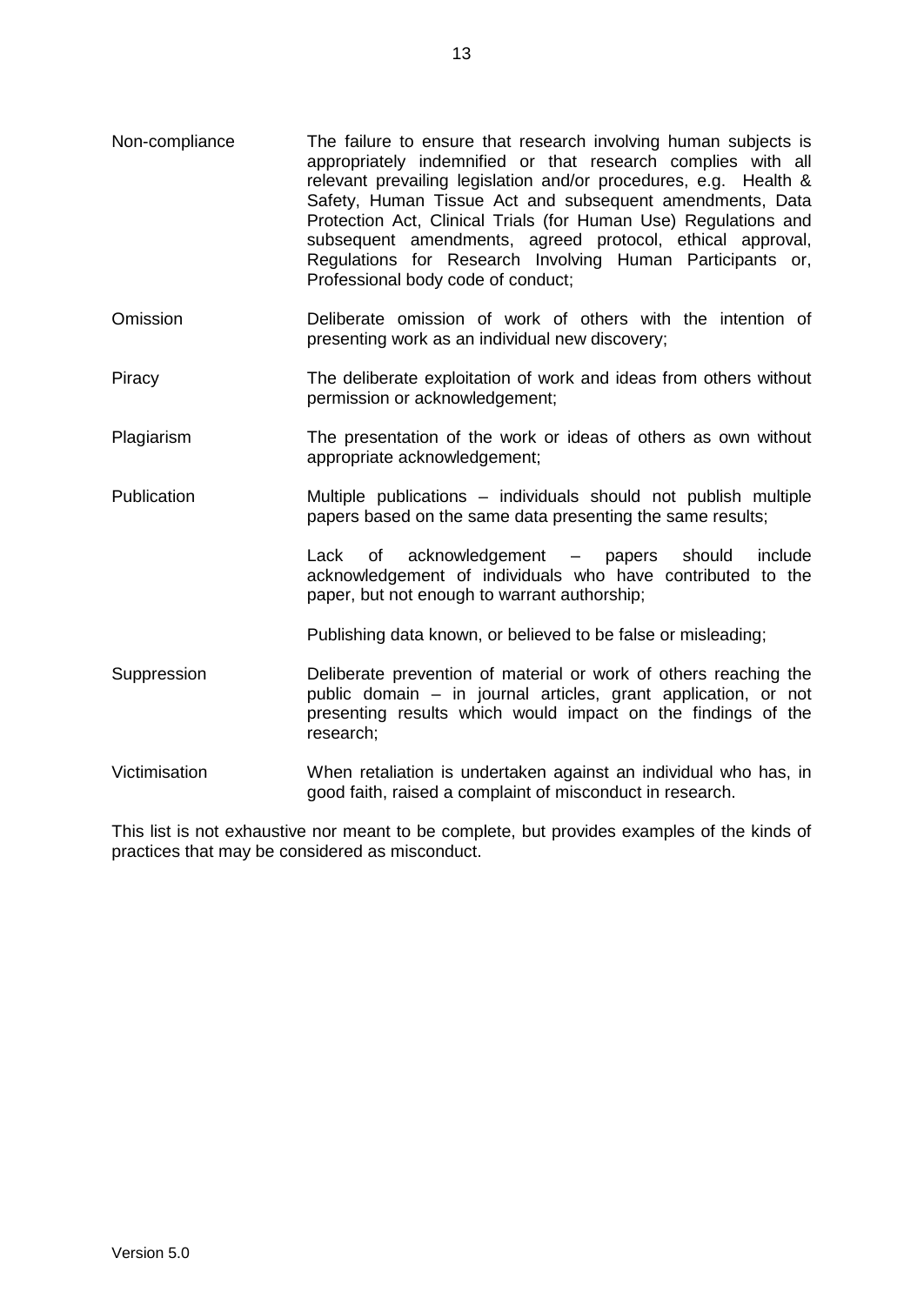| | |
|---|---|
| Non-compliance | The failure to ensure that research involving human subjects is appropriately indemnified or that research complies with all relevant prevailing legislation and/or procedures, e.g. Health & Safety, Human Tissue Act and subsequent amendments, Data Protection Act, Clinical Trials (for Human Use) Regulations and subsequent amendments, agreed protocol, ethical approval, Regulations for Research Involving Human Participants or, Professional body code of conduct; |
| Omission | Deliberate omission of work of others with the intention of presenting work as an individual new discovery; |
| Piracy | The deliberate exploitation of work and ideas from others without permission or acknowledgement; |
| Plagiarism | The presentation of the work or ideas of others as own without appropriate acknowledgement; |
| Publication | Multiple publications – individuals should not publish multiple papers based on the same data presenting the same results; |
| | Lack of acknowledgement – papers should include acknowledgement of individuals who have contributed to the paper, but not enough to warrant authorship; |
| | Publishing data known, or believed to be false or misleading; |
| Suppression | Deliberate prevention of material or work of others reaching the public domain – in journal articles, grant application, or not presenting results which would impact on the findings of the research; |
| Victimisation | When retaliation is undertaken against an individual who has, in good faith, raised a complaint of misconduct in research. |

This list is not exhaustive nor meant to be complete, but provides examples of the kinds of practices that may be considered as misconduct.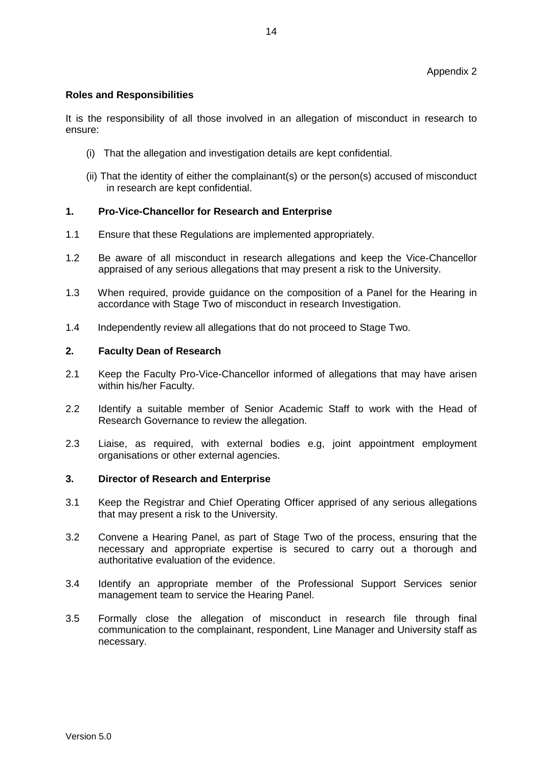Appendix 2

**Roles and Responsibilities**

It is the responsibility of all those involved in an allegation of misconduct in research to ensure:

(i) That the allegation and investigation details are kept confidential.

(ii) That the identity of either the complainant(s) or the person(s) accused of misconduct in research are kept confidential.

## 1. Pro-Vice-Chancellor for Research and Enterprise

1.1 Ensure that these Regulations are implemented appropriately.

1.2 Be aware of all misconduct in research allegations and keep the Vice-Chancellor appraised of any serious allegations that may present a risk to the University.

1.3 When required, provide guidance on the composition of a Panel for the Hearing in accordance with Stage Two of misconduct in research Investigation.

1.4 Independently review all allegations that do not proceed to Stage Two.

## 2. Faculty Dean of Research

2.1 Keep the Faculty Pro-Vice-Chancellor informed of allegations that may have arisen within his/her Faculty.

2.2 Identify a suitable member of Senior Academic Staff to work with the Head of Research Governance to review the allegation.

2.3 Liaise, as required, with external bodies e.g, joint appointment employment organisations or other external agencies.

## 3. Director of Research and Enterprise

3.1 Keep the Registrar and Chief Operating Officer apprised of any serious allegations that may present a risk to the University.

3.2 Convene a Hearing Panel, as part of Stage Two of the process, ensuring that the necessary and appropriate expertise is secured to carry out a thorough and authoritative evaluation of the evidence.

3.4 Identify an appropriate member of the Professional Support Services senior management team to service the Hearing Panel.

3.5 Formally close the allegation of misconduct in research file through final communication to the complainant, respondent, Line Manager and University staff as necessary.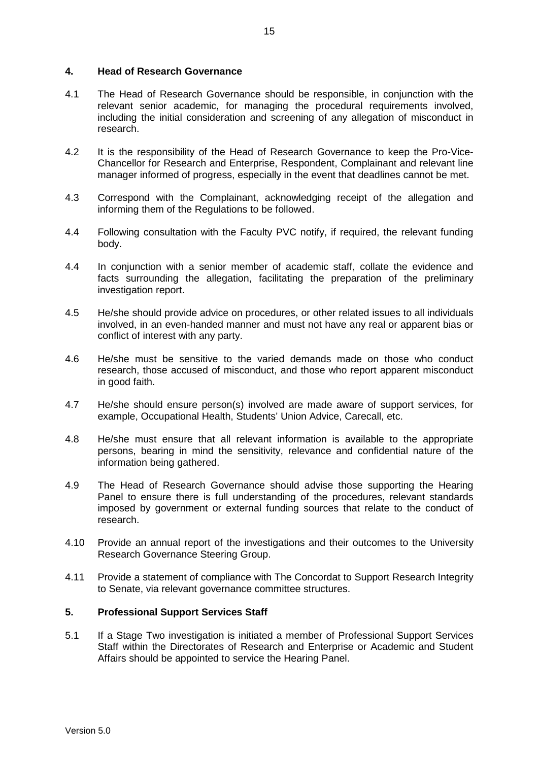## 4. Head of Research Governance

4.1 The Head of Research Governance should be responsible, in conjunction with the relevant senior academic, for managing the procedural requirements involved, including the initial consideration and screening of any allegation of misconduct in research.

4.2 It is the responsibility of the Head of Research Governance to keep the Pro-Vice-Chancellor for Research and Enterprise, Respondent, Complainant and relevant line manager informed of progress, especially in the event that deadlines cannot be met.

4.3 Correspond with the Complainant, acknowledging receipt of the allegation and informing them of the Regulations to be followed.

4.4 Following consultation with the Faculty PVC notify, if required, the relevant funding body.

4.4 In conjunction with a senior member of academic staff, collate the evidence and facts surrounding the allegation, facilitating the preparation of the preliminary investigation report.

4.5 He/she should provide advice on procedures, or other related issues to all individuals involved, in an even-handed manner and must not have any real or apparent bias or conflict of interest with any party.

4.6 He/she must be sensitive to the varied demands made on those who conduct research, those accused of misconduct, and those who report apparent misconduct in good faith.

4.7 He/she should ensure person(s) involved are made aware of support services, for example, Occupational Health, Students' Union Advice, Carecall, etc.

4.8 He/she must ensure that all relevant information is available to the appropriate persons, bearing in mind the sensitivity, relevance and confidential nature of the information being gathered.

4.9 The Head of Research Governance should advise those supporting the Hearing Panel to ensure there is full understanding of the procedures, relevant standards imposed by government or external funding sources that relate to the conduct of research.

4.10 Provide an annual report of the investigations and their outcomes to the University Research Governance Steering Group.

4.11 Provide a statement of compliance with The Concordat to Support Research Integrity to Senate, via relevant governance committee structures.

## 5. Professional Support Services Staff

5.1 If a Stage Two investigation is initiated a member of Professional Support Services Staff within the Directorates of Research and Enterprise or Academic and Student Affairs should be appointed to service the Hearing Panel.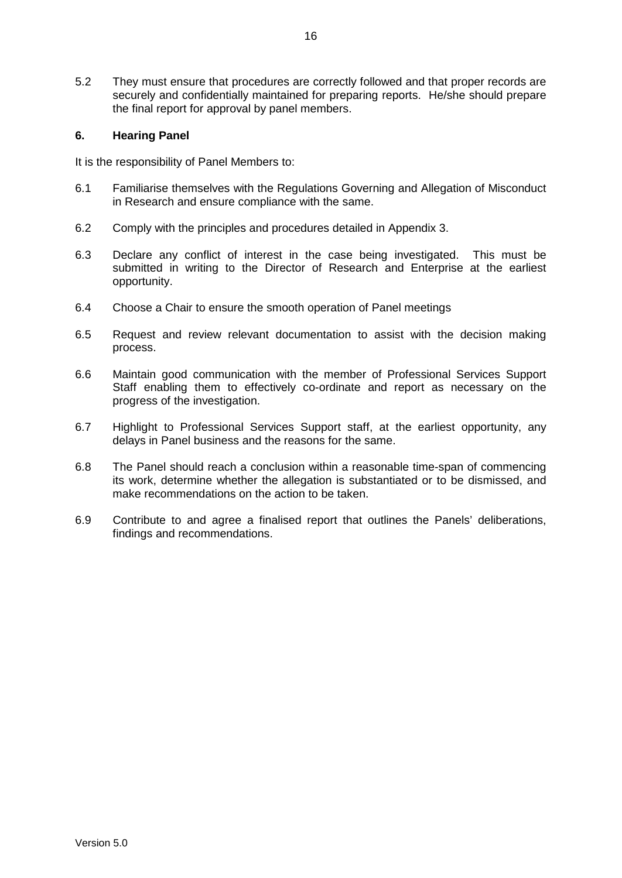5.2 They must ensure that procedures are correctly followed and that proper records are securely and confidentially maintained for preparing reports. He/she should prepare the final report for approval by panel members.

## 6. Hearing Panel

It is the responsibility of Panel Members to:

6.1 Familiarise themselves with the Regulations Governing and Allegation of Misconduct in Research and ensure compliance with the same.

6.2 Comply with the principles and procedures detailed in Appendix 3.

6.3 Declare any conflict of interest in the case being investigated. This must be submitted in writing to the Director of Research and Enterprise at the earliest opportunity.

6.4 Choose a Chair to ensure the smooth operation of Panel meetings

6.5 Request and review relevant documentation to assist with the decision making process.

6.6 Maintain good communication with the member of Professional Services Support Staff enabling them to effectively co-ordinate and report as necessary on the progress of the investigation.

6.7 Highlight to Professional Services Support staff, at the earliest opportunity, any delays in Panel business and the reasons for the same.

6.8 The Panel should reach a conclusion within a reasonable time-span of commencing its work, determine whether the allegation is substantiated or to be dismissed, and make recommendations on the action to be taken.

6.9 Contribute to and agree a finalised report that outlines the Panels' deliberations, findings and recommendations.

Version 5.0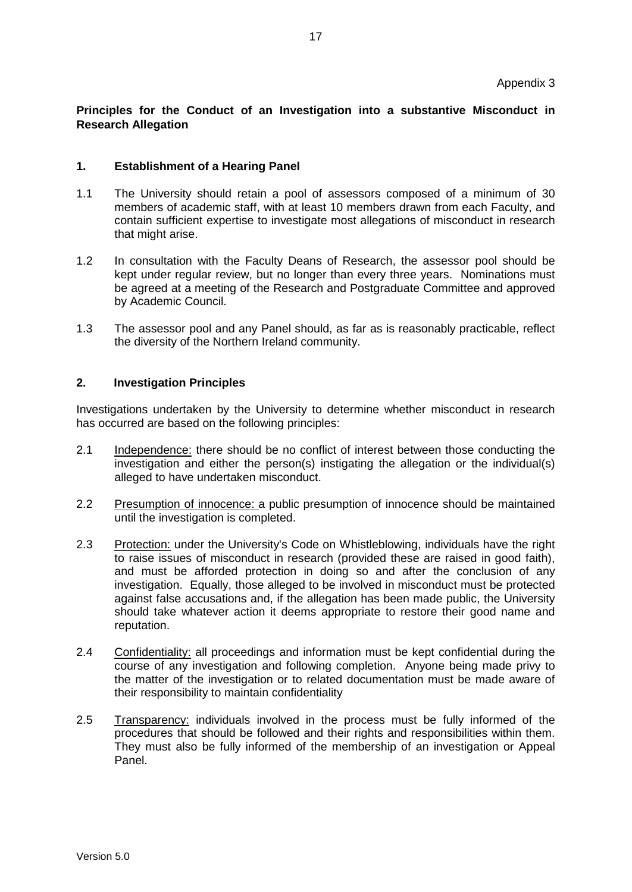Appendix 3

**Principles for the Conduct of an Investigation into a substantive Misconduct in Research Allegation**

## 1. Establishment of a Hearing Panel

1.1 The University should retain a pool of assessors composed of a minimum of 30 members of academic staff, with at least 10 members drawn from each Faculty, and contain sufficient expertise to investigate most allegations of misconduct in research that might arise.

1.2 In consultation with the Faculty Deans of Research, the assessor pool should be kept under regular review, but no longer than every three years. Nominations must be agreed at a meeting of the Research and Postgraduate Committee and approved by Academic Council.

1.3 The assessor pool and any Panel should, as far as is reasonably practicable, reflect the diversity of the Northern Ireland community.

## 2. Investigation Principles

Investigations undertaken by the University to determine whether misconduct in research has occurred are based on the following principles:

2.1 <u>Independence:</u> there should be no conflict of interest between those conducting the investigation and either the person(s) instigating the allegation or the individual(s) alleged to have undertaken misconduct.

2.2 <u>Presumption of innocence:</u> a public presumption of innocence should be maintained until the investigation is completed.

2.3 <u>Protection:</u> under the University's Code on Whistleblowing, individuals have the right to raise issues of misconduct in research (provided these are raised in good faith), and must be afforded protection in doing so and after the conclusion of any investigation. Equally, those alleged to be involved in misconduct must be protected against false accusations and, if the allegation has been made public, the University should take whatever action it deems appropriate to restore their good name and reputation.

2.4 <u>Confidentiality:</u> all proceedings and information must be kept confidential during the course of any investigation and following completion. Anyone being made privy to the matter of the investigation or to related documentation must be made aware of their responsibility to maintain confidentiality

2.5 <u>Transparency:</u> individuals involved in the process must be fully informed of the procedures that should be followed and their rights and responsibilities within them. They must also be fully informed of the membership of an investigation or Appeal Panel.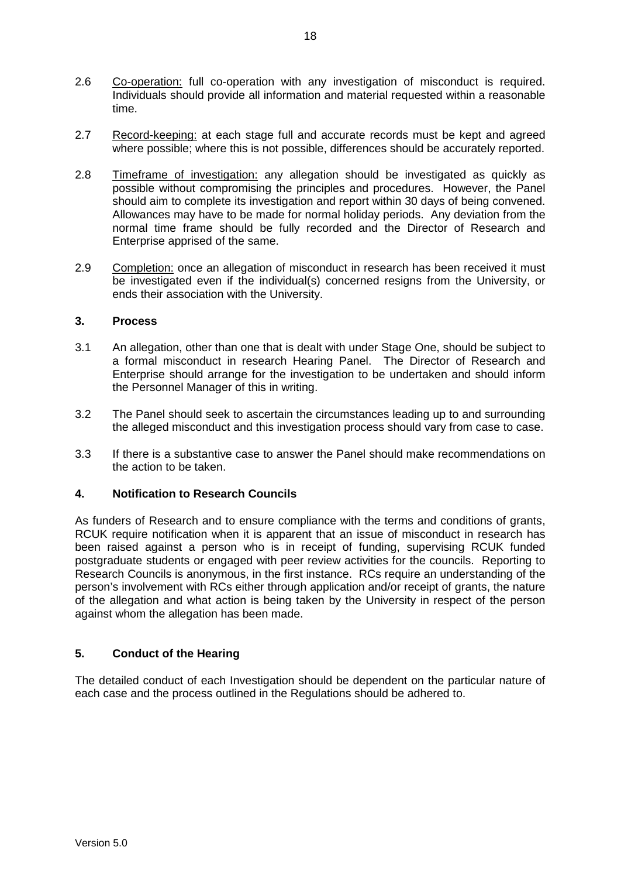2.6 Co-operation: full co-operation with any investigation of misconduct is required. Individuals should provide all information and material requested within a reasonable time.

2.7 Record-keeping: at each stage full and accurate records must be kept and agreed where possible; where this is not possible, differences should be accurately reported.

2.8 Timeframe of investigation: any allegation should be investigated as quickly as possible without compromising the principles and procedures. However, the Panel should aim to complete its investigation and report within 30 days of being convened. Allowances may have to be made for normal holiday periods. Any deviation from the normal time frame should be fully recorded and the Director of Research and Enterprise apprised of the same.

2.9 Completion: once an allegation of misconduct in research has been received it must be investigated even if the individual(s) concerned resigns from the University, or ends their association with the University.

## 3. Process

3.1 An allegation, other than one that is dealt with under Stage One, should be subject to a formal misconduct in research Hearing Panel. The Director of Research and Enterprise should arrange for the investigation to be undertaken and should inform the Personnel Manager of this in writing.

3.2 The Panel should seek to ascertain the circumstances leading up to and surrounding the alleged misconduct and this investigation process should vary from case to case.

3.3 If there is a substantive case to answer the Panel should make recommendations on the action to be taken.

## 4. Notification to Research Councils

As funders of Research and to ensure compliance with the terms and conditions of grants, RCUK require notification when it is apparent that an issue of misconduct in research has been raised against a person who is in receipt of funding, supervising RCUK funded postgraduate students or engaged with peer review activities for the councils. Reporting to Research Councils is anonymous, in the first instance. RCs require an understanding of the person's involvement with RCs either through application and/or receipt of grants, the nature of the allegation and what action is being taken by the University in respect of the person against whom the allegation has been made.

## 5. Conduct of the Hearing

The detailed conduct of each Investigation should be dependent on the particular nature of each case and the process outlined in the Regulations should be adhered to.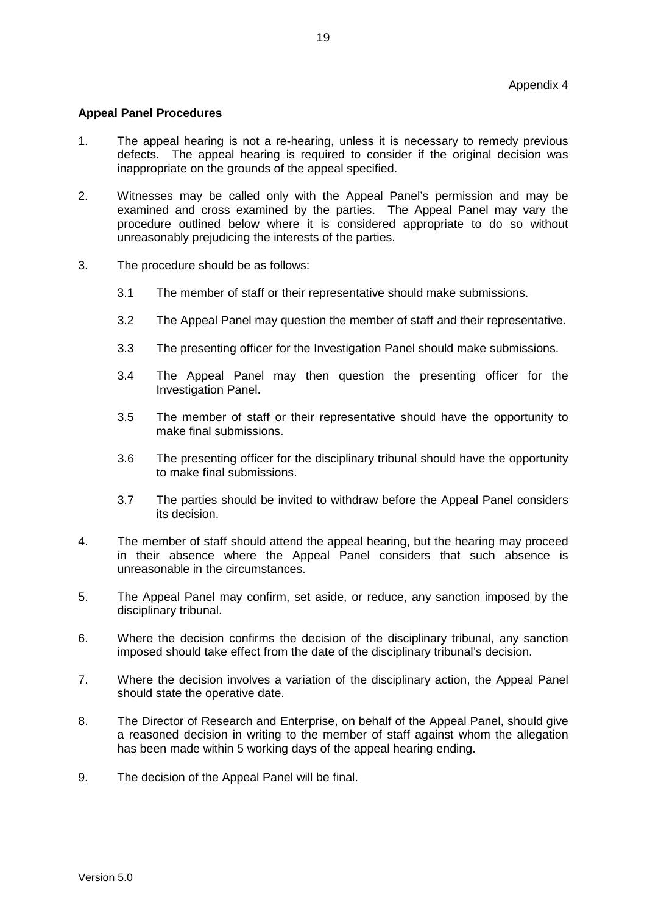Appendix 4

**Appeal Panel Procedures**

1. The appeal hearing is not a re-hearing, unless it is necessary to remedy previous defects. The appeal hearing is required to consider if the original decision was inappropriate on the grounds of the appeal specified.

2. Witnesses may be called only with the Appeal Panel's permission and may be examined and cross examined by the parties. The Appeal Panel may vary the procedure outlined below where it is considered appropriate to do so without unreasonably prejudicing the interests of the parties.

3. The procedure should be as follows:

   3.1 The member of staff or their representative should make submissions.

   3.2 The Appeal Panel may question the member of staff and their representative.

   3.3 The presenting officer for the Investigation Panel should make submissions.

   3.4 The Appeal Panel may then question the presenting officer for the Investigation Panel.

   3.5 The member of staff or their representative should have the opportunity to make final submissions.

   3.6 The presenting officer for the disciplinary tribunal should have the opportunity to make final submissions.

   3.7 The parties should be invited to withdraw before the Appeal Panel considers its decision.

4. The member of staff should attend the appeal hearing, but the hearing may proceed in their absence where the Appeal Panel considers that such absence is unreasonable in the circumstances.

5. The Appeal Panel may confirm, set aside, or reduce, any sanction imposed by the disciplinary tribunal.

6. Where the decision confirms the decision of the disciplinary tribunal, any sanction imposed should take effect from the date of the disciplinary tribunal's decision.

7. Where the decision involves a variation of the disciplinary action, the Appeal Panel should state the operative date.

8. The Director of Research and Enterprise, on behalf of the Appeal Panel, should give a reasoned decision in writing to the member of staff against whom the allegation has been made within 5 working days of the appeal hearing ending.

9. The decision of the Appeal Panel will be final.

Version 5.0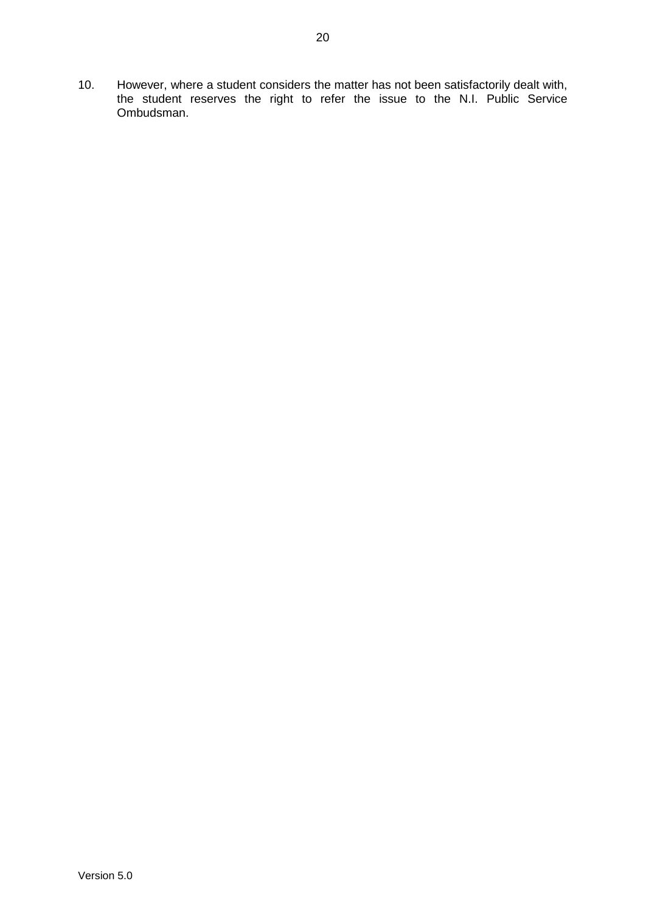10. However, where a student considers the matter has not been satisfactorily dealt with, the student reserves the right to refer the issue to the N.I. Public Service Ombudsman.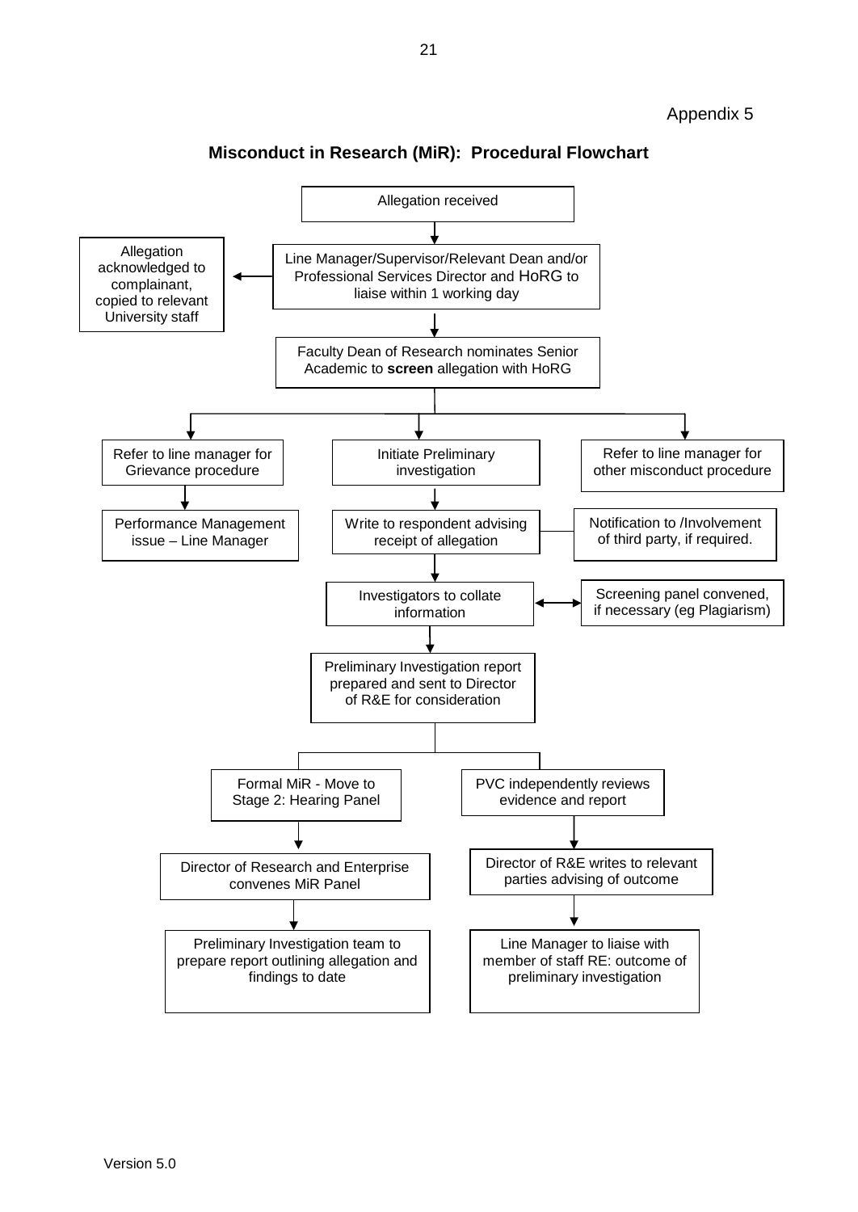Appendix 5

## Misconduct in Research (MiR): Procedural Flowchart

Allegation received

↓

Line Manager/Supervisor/Relevant Dean and/or Professional Services Director and HoRG to liaise within 1 working day → Allegation acknowledged to complainant, copied to relevant University staff

↓

Faculty Dean of Research nominates Senior Academic to **screen** allegation with HoRG

↓

- Refer to line manager for Grievance procedure
  - ↓ Performance Management issue – Line Manager
- Initiate Preliminary investigation
  - ↓ Write to respondent advising receipt of allegation — Notification to /Involvement of third party, if required.
  - ↓ Investigators to collate information ↔ Screening panel convened, if necessary (eg Plagiarism)
  - ↓ Preliminary Investigation report prepared and sent to Director of R&E for consideration
    - Formal MiR - Move to Stage 2: Hearing Panel
      - ↓ Director of Research and Enterprise convenes MiR Panel
      - ↓ Preliminary Investigation team to prepare report outlining allegation and findings to date
    - PVC independently reviews evidence and report
      - ↓ Director of R&E writes to relevant parties advising of outcome
      - ↓ Line Manager to liaise with member of staff RE: outcome of preliminary investigation
- Refer to line manager for other misconduct procedure

Version 5.0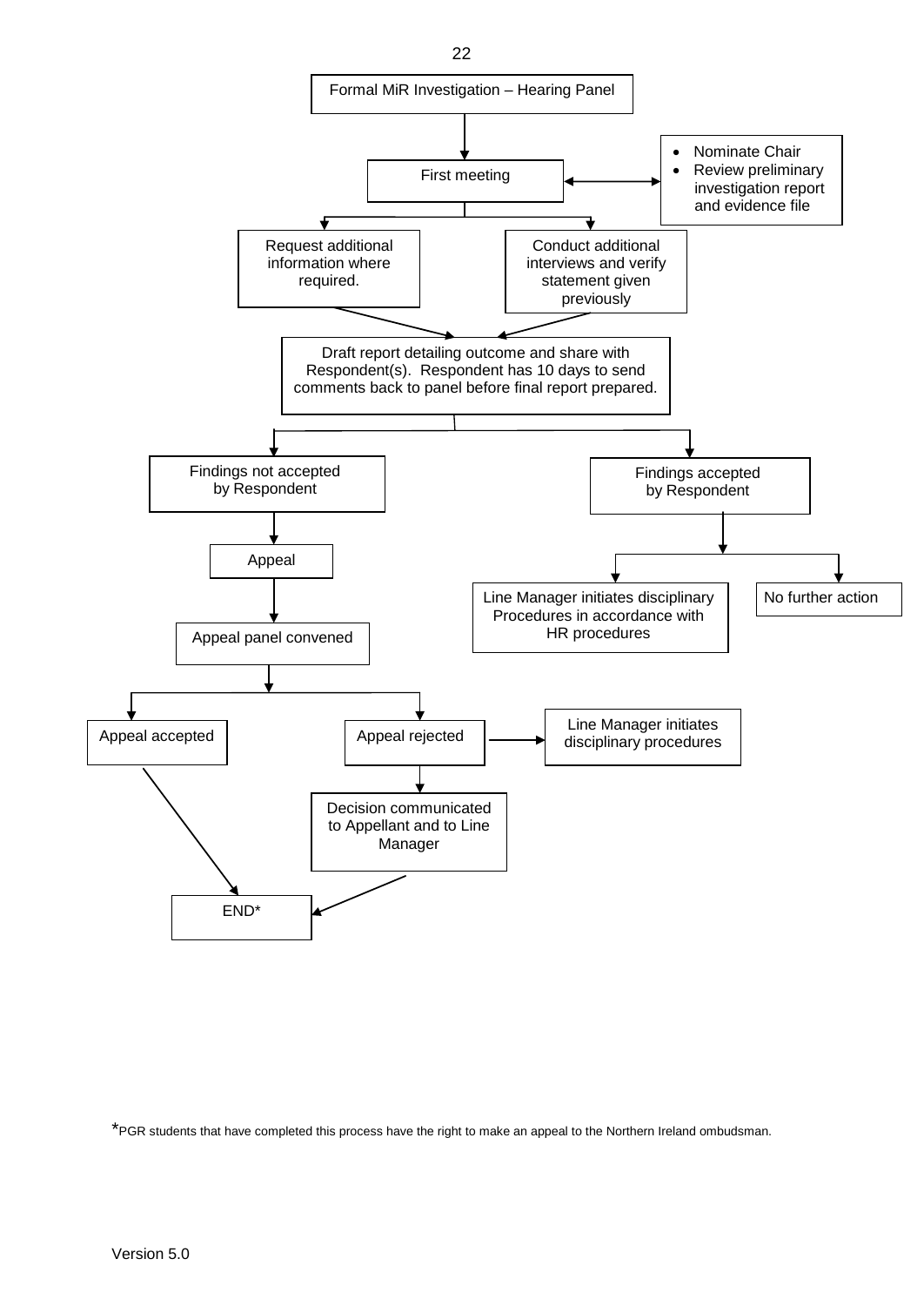Formal MiR Investigation – Hearing Panel

First meeting

- Nominate Chair
- Review preliminary investigation report and evidence file

Request additional information where required.

Conduct additional interviews and verify statement given previously

Draft report detailing outcome and share with Respondent(s). Respondent has 10 days to send comments back to panel before final report prepared.

Findings not accepted by Respondent

Findings accepted by Respondent

Appeal

Line Manager initiates disciplinary Procedures in accordance with HR procedures

No further action

Appeal panel convened

Appeal accepted

Appeal rejected

Line Manager initiates disciplinary procedures

Decision communicated to Appellant and to Line Manager

END*

*PGR students that have completed this process have the right to make an appeal to the Northern Ireland ombudsman.

Version 5.0